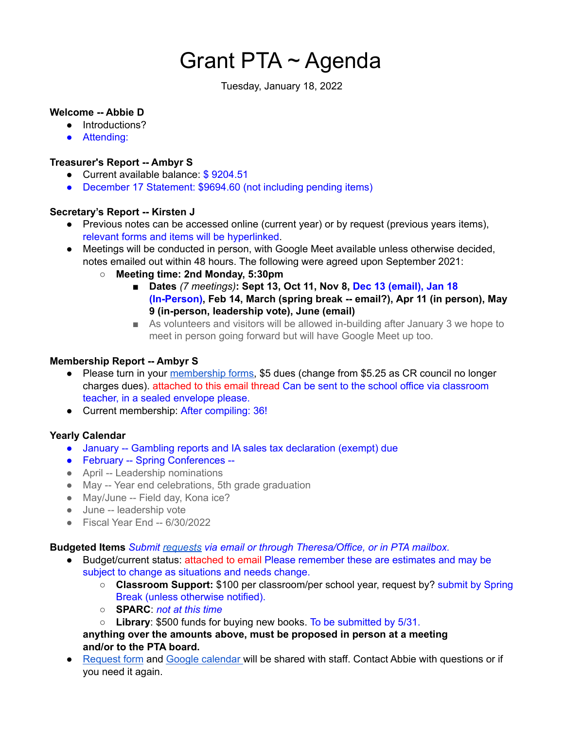# Grant PTA ~ Agenda

Tuesday, January 18, 2022

**Welcome -- Abbie D**

- Introductions?
- Attending:

**Treasurer's Report -- Ambyr S**

- Current available balance: $ 9204.51
- December 17 Statement: $9694.60 (not including pending items)

**Secretary's Report -- Kirsten J**

- Previous notes can be accessed online (current year) or by request (previous years items), relevant forms and items will be hyperlinked.
- Meetings will be conducted in person, with Google Meet available unless otherwise decided, notes emailed out within 48 hours. The following were agreed upon September 2021:
  - **Meeting time: 2nd Monday, 5:30pm**
    - **Dates** *(7 meetings)*: **Sept 13, Oct 11, Nov 8, Dec 13 (email), Jan 18 (In-Person), Feb 14, March (spring break -- email?), Apr 11 (in person), May 9 (in-person, leadership vote), June (email)**
    - As volunteers and visitors will be allowed in-building after January 3 we hope to meet in person going forward but will have Google Meet up too.

**Membership Report -- Ambyr S**

- Please turn in your membership forms, $5 dues (change from $5.25 as CR council no longer charges dues). attached to this email thread Can be sent to the school office via classroom teacher, in a sealed envelope please.
- Current membership: After compiling: 36!

**Yearly Calendar**

- January -- Gambling reports and IA sales tax declaration (exempt) due
- February -- Spring Conferences --
- April -- Leadership nominations
- May -- Year end celebrations, 5th grade graduation
- May/June -- Field day, Kona ice?
- June -- leadership vote
- Fiscal Year End -- 6/30/2022

**Budgeted Items** *Submit requests via email or through Theresa/Office, or in PTA mailbox.*

- Budget/current status: attached to email Please remember these are estimates and may be subject to change as situations and needs change.
  - **Classroom Support:** $100 per classroom/per school year, request by? submit by Spring Break (unless otherwise notified).
  - **SPARC**: *not at this time*
  - **Library**: $500 funds for buying new books. To be submitted by 5/31.

  **anything over the amounts above, must be proposed in person at a meeting and/or to the PTA board.**
- Request form and Google calendar will be shared with staff. Contact Abbie with questions or if you need it again.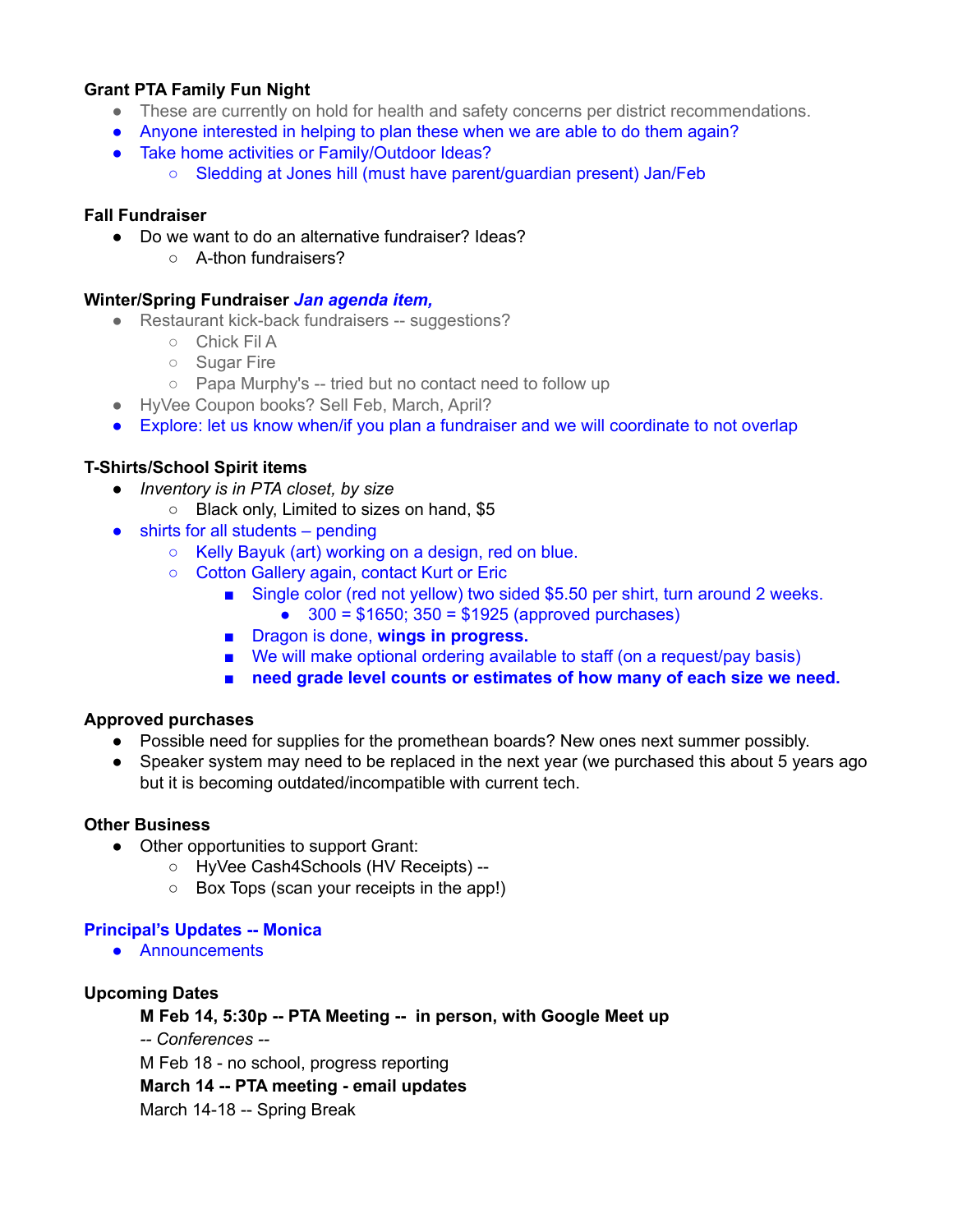**Grant PTA Family Fun Night**

- These are currently on hold for health and safety concerns per district recommendations.
- Anyone interested in helping to plan these when we are able to do them again?
- Take home activities or Family/Outdoor Ideas?
  - Sledding at Jones hill (must have parent/guardian present) Jan/Feb

**Fall Fundraiser**

- Do we want to do an alternative fundraiser? Ideas?
  - A-thon fundraisers?

**Winter/Spring Fundraiser** ***Jan agenda item,***

- Restaurant kick-back fundraisers -- suggestions?
  - Chick Fil A
  - Sugar Fire
  - Papa Murphy's -- tried but no contact need to follow up
- HyVee Coupon books? Sell Feb, March, April?
- Explore: let us know when/if you plan a fundraiser and we will coordinate to not overlap

**T-Shirts/School Spirit items**

- *Inventory is in PTA closet, by size*
  - Black only, Limited to sizes on hand, $5
- shirts for all students – pending
  - Kelly Bayuk (art) working on a design, red on blue.
  - Cotton Gallery again, contact Kurt or Eric
    - Single color (red not yellow) two sided $5.50 per shirt, turn around 2 weeks.
      - 300 = $1650; 350 = $1925 (approved purchases)
    - Dragon is done, **wings in progress.**
    - We will make optional ordering available to staff (on a request/pay basis)
    - **need grade level counts or estimates of how many of each size we need.**

**Approved purchases**

- Possible need for supplies for the promethean boards? New ones next summer possibly.
- Speaker system may need to be replaced in the next year (we purchased this about 5 years ago but it is becoming outdated/incompatible with current tech.

**Other Business**

- Other opportunities to support Grant:
  - HyVee Cash4Schools (HV Receipts) --
  - Box Tops (scan your receipts in the app!)

**Principal's Updates -- Monica**

- Announcements

**Upcoming Dates**

**M Feb 14, 5:30p -- PTA Meeting -- in person, with Google Meet up**
*-- Conferences --*
M Feb 18 - no school, progress reporting
**March 14 -- PTA meeting - email updates**
March 14-18 -- Spring Break